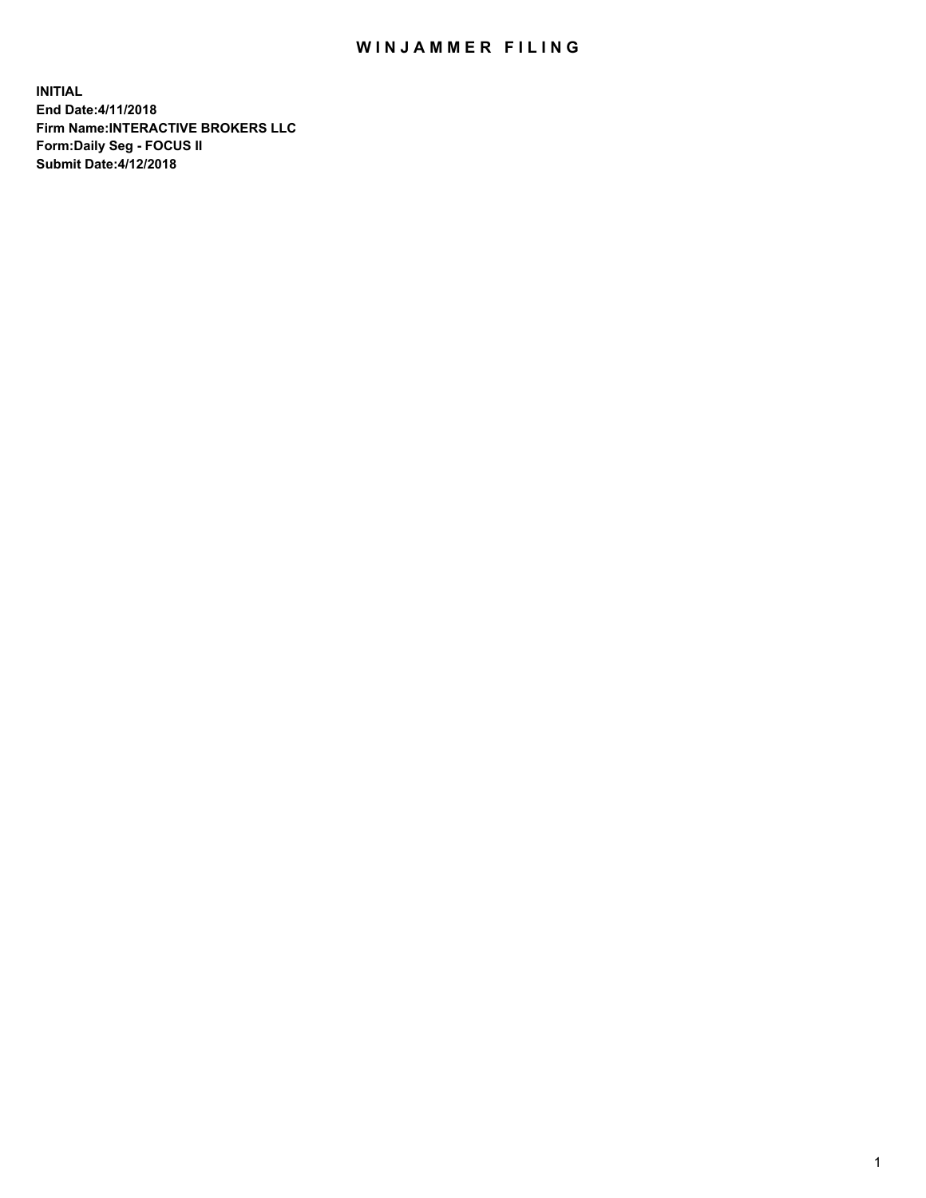# WINJAMMER FILING

**INITIAL**
**End Date:4/11/2018**
**Firm Name:INTERACTIVE BROKERS LLC**
**Form:Daily Seg - FOCUS II**
**Submit Date:4/12/2018**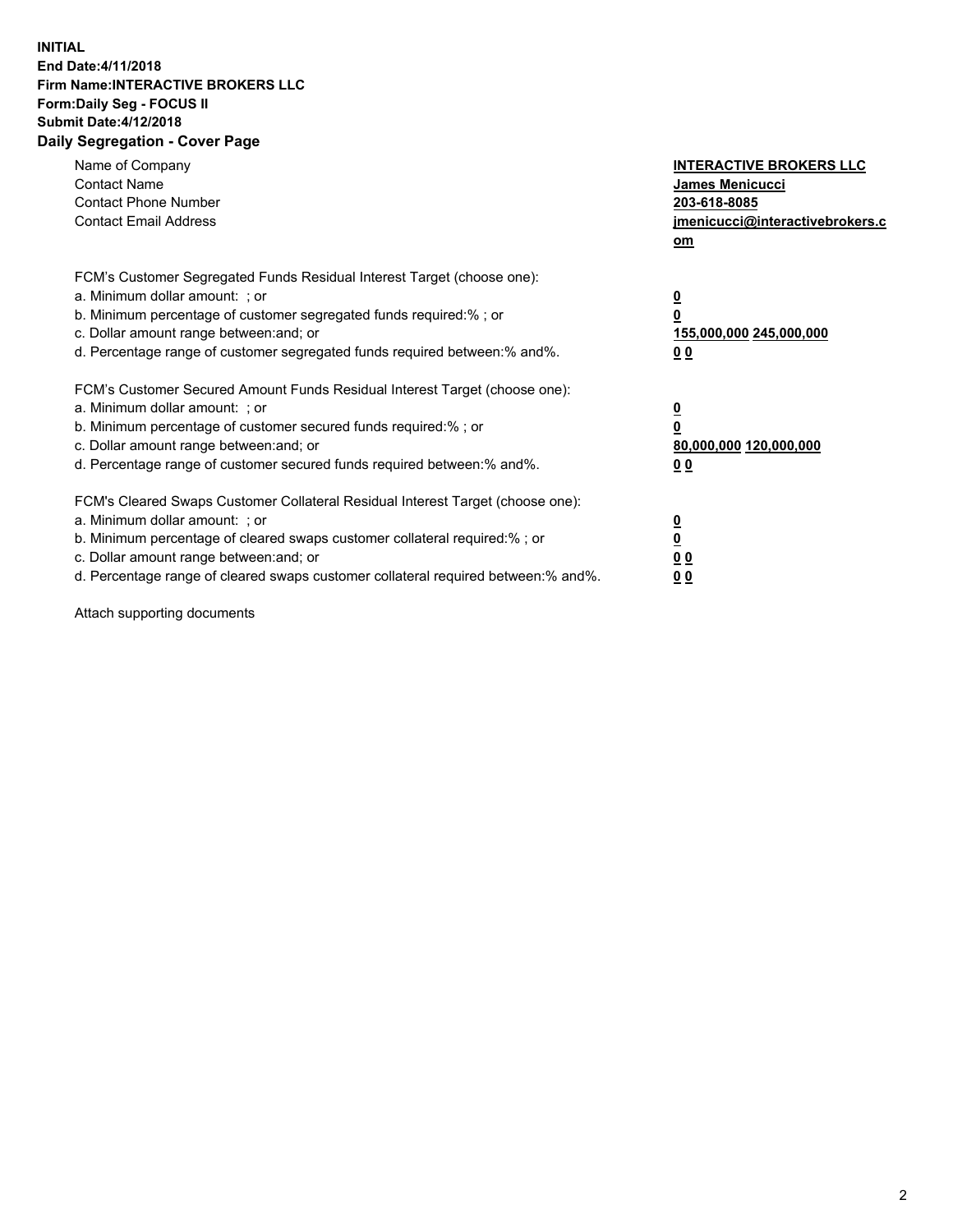**INITIAL**
**End Date:4/11/2018**
**Firm Name:INTERACTIVE BROKERS LLC**
**Form:Daily Seg - FOCUS II**
**Submit Date:4/12/2018**

## Daily Segregation - Cover Page

| | |
|---|---|
| Name of Company | **INTERACTIVE BROKERS LLC** |
| Contact Name | **James Menicucci** |
| Contact Phone Number | **203-618-8085** |
| Contact Email Address | **jmenicucci@interactivebrokers.com** |

FCM's Customer Segregated Funds Residual Interest Target (choose one):

| | |
|---|---|
| a. Minimum dollar amount: ; or | **0** |
| b. Minimum percentage of customer segregated funds required:% ; or | **0** |
| c. Dollar amount range between:and; or | **155,000,000 245,000,000** |
| d. Percentage range of customer segregated funds required between:% and%. | **0 0** |

FCM's Customer Secured Amount Funds Residual Interest Target (choose one):

| | |
|---|---|
| a. Minimum dollar amount: ; or | **0** |
| b. Minimum percentage of customer secured funds required:% ; or | **0** |
| c. Dollar amount range between:and; or | **80,000,000 120,000,000** |
| d. Percentage range of customer secured funds required between:% and%. | **0 0** |

FCM's Cleared Swaps Customer Collateral Residual Interest Target (choose one):

| | |
|---|---|
| a. Minimum dollar amount: ; or | **0** |
| b. Minimum percentage of cleared swaps customer collateral required:% ; or | **0** |
| c. Dollar amount range between:and; or | **0 0** |
| d. Percentage range of cleared swaps customer collateral required between:% and%. | **0 0** |

Attach supporting documents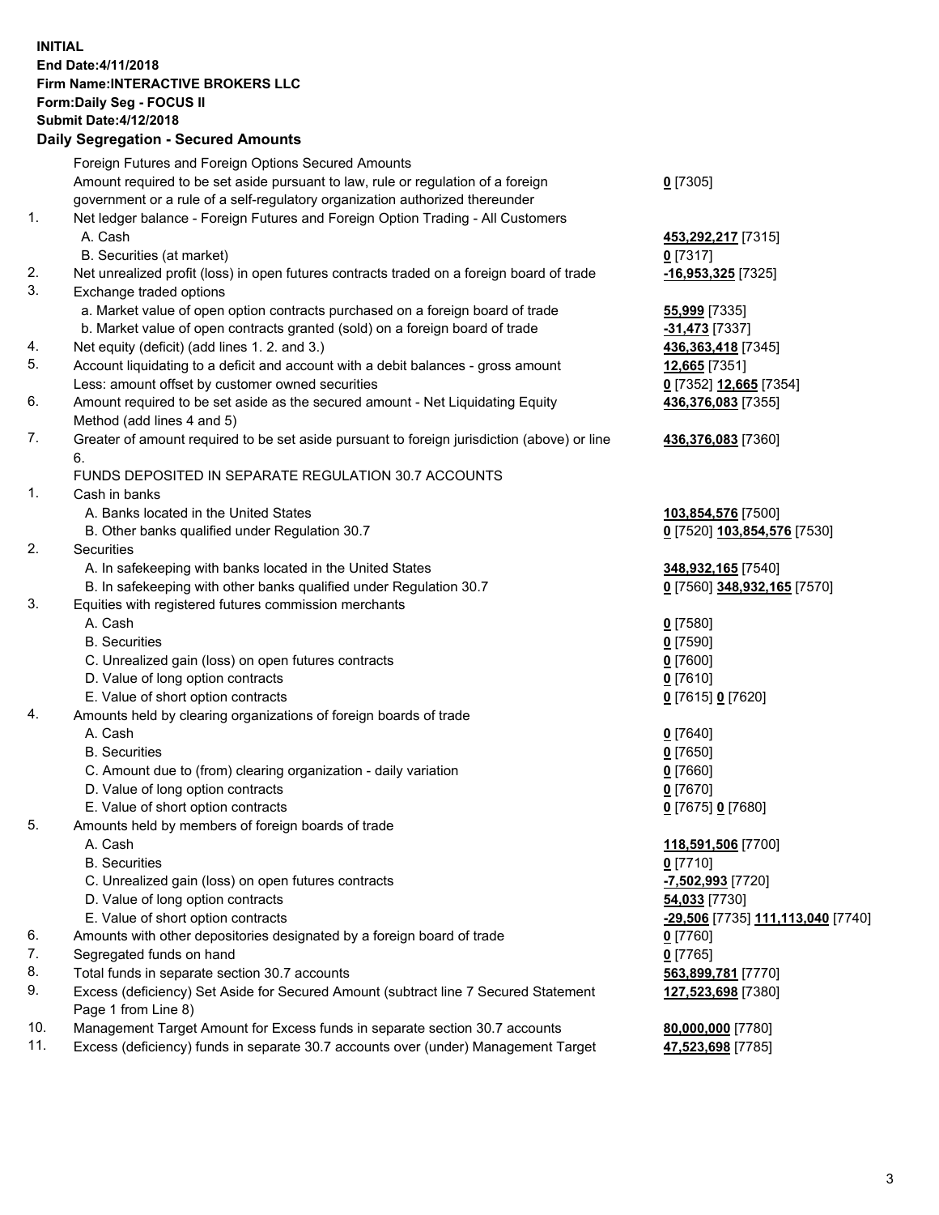**INITIAL**
**End Date:4/11/2018**
**Firm Name:INTERACTIVE BROKERS LLC**
**Form:Daily Seg - FOCUS II**
**Submit Date:4/12/2018**

## Daily Segregation - Secured Amounts

| | | |
|---|---|---|
| | Foreign Futures and Foreign Options Secured Amounts | |
| | Amount required to be set aside pursuant to law, rule or regulation of a foreign government or a rule of a self-regulatory organization authorized thereunder | **0** [7305] |
| 1. | Net ledger balance - Foreign Futures and Foreign Option Trading - All Customers | |
| | A. Cash | **453,292,217** [7315] |
| | B. Securities (at market) | **0** [7317] |
| 2. | Net unrealized profit (loss) in open futures contracts traded on a foreign board of trade | **-16,953,325** [7325] |
| 3. | Exchange traded options | |
| | a. Market value of open option contracts purchased on a foreign board of trade | **55,999** [7335] |
| | b. Market value of open contracts granted (sold) on a foreign board of trade | **-31,473** [7337] |
| 4. | Net equity (deficit) (add lines 1. 2. and 3.) | **436,363,418** [7345] |
| 5. | Account liquidating to a deficit and account with a debit balances - gross amount | **12,665** [7351] |
| | Less: amount offset by customer owned securities | **0** [7352] **12,665** [7354] |
| 6. | Amount required to be set aside as the secured amount - Net Liquidating Equity Method (add lines 4 and 5) | **436,376,083** [7355] |
| 7. | Greater of amount required to be set aside pursuant to foreign jurisdiction (above) or line 6. | **436,376,083** [7360] |
| | FUNDS DEPOSITED IN SEPARATE REGULATION 30.7 ACCOUNTS | |
| 1. | Cash in banks | |
| | A. Banks located in the United States | **103,854,576** [7500] |
| | B. Other banks qualified under Regulation 30.7 | **0** [7520] **103,854,576** [7530] |
| 2. | Securities | |
| | A. In safekeeping with banks located in the United States | **348,932,165** [7540] |
| | B. In safekeeping with other banks qualified under Regulation 30.7 | **0** [7560] **348,932,165** [7570] |
| 3. | Equities with registered futures commission merchants | |
| | A. Cash | **0** [7580] |
| | B. Securities | **0** [7590] |
| | C. Unrealized gain (loss) on open futures contracts | **0** [7600] |
| | D. Value of long option contracts | **0** [7610] |
| | E. Value of short option contracts | **0** [7615] **0** [7620] |
| 4. | Amounts held by clearing organizations of foreign boards of trade | |
| | A. Cash | **0** [7640] |
| | B. Securities | **0** [7650] |
| | C. Amount due to (from) clearing organization - daily variation | **0** [7660] |
| | D. Value of long option contracts | **0** [7670] |
| | E. Value of short option contracts | **0** [7675] **0** [7680] |
| 5. | Amounts held by members of foreign boards of trade | |
| | A. Cash | **118,591,506** [7700] |
| | B. Securities | **0** [7710] |
| | C. Unrealized gain (loss) on open futures contracts | **-7,502,993** [7720] |
| | D. Value of long option contracts | **54,033** [7730] |
| | E. Value of short option contracts | **-29,506** [7735] **111,113,040** [7740] |
| 6. | Amounts with other depositories designated by a foreign board of trade | **0** [7760] |
| 7. | Segregated funds on hand | **0** [7765] |
| 8. | Total funds in separate section 30.7 accounts | **563,899,781** [7770] |
| 9. | Excess (deficiency) Set Aside for Secured Amount (subtract line 7 Secured Statement Page 1 from Line 8) | **127,523,698** [7380] |
| 10. | Management Target Amount for Excess funds in separate section 30.7 accounts | **80,000,000** [7780] |
| 11. | Excess (deficiency) funds in separate 30.7 accounts over (under) Management Target | **47,523,698** [7785] |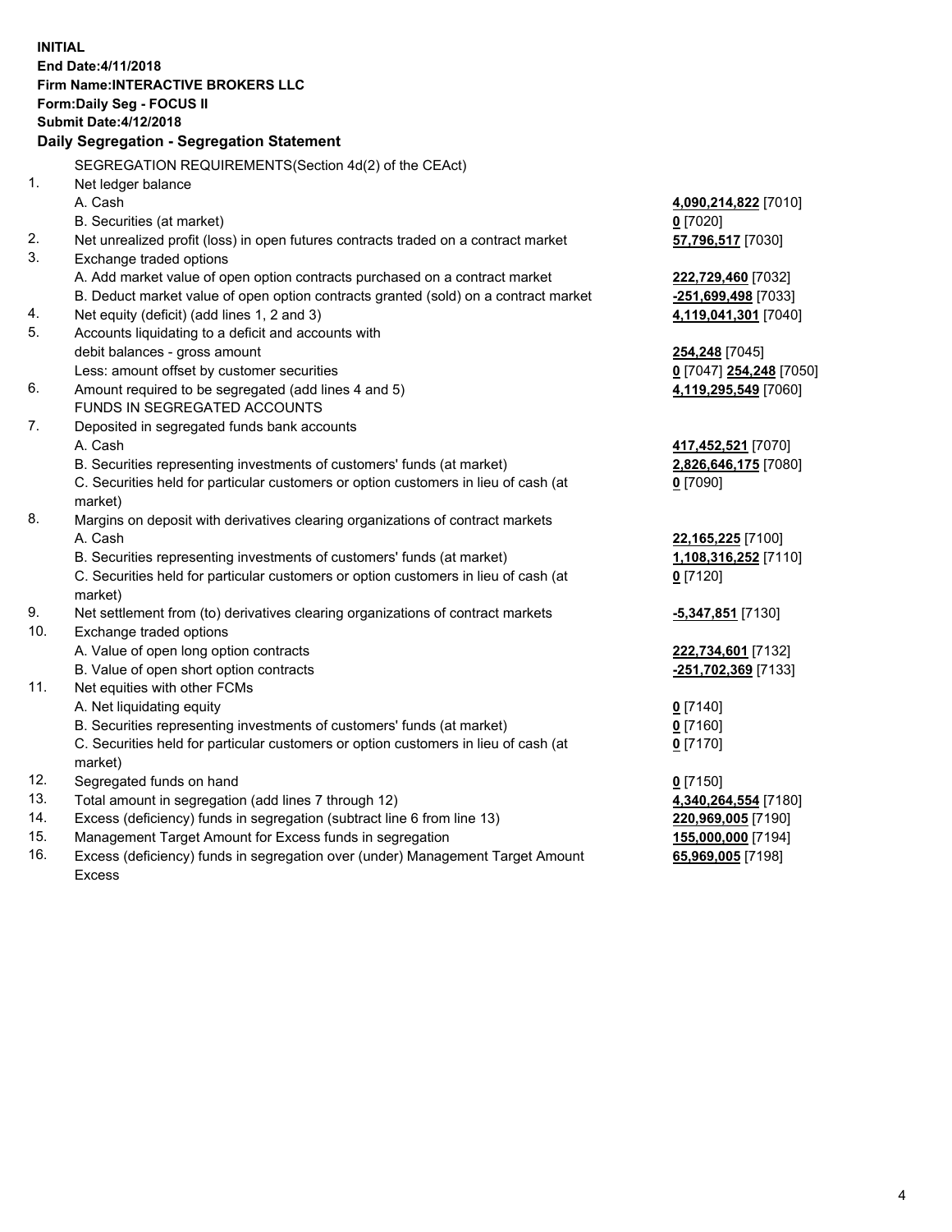**INITIAL**
**End Date:4/11/2018**
**Firm Name:INTERACTIVE BROKERS LLC**
**Form:Daily Seg - FOCUS II**
**Submit Date:4/12/2018**

## Daily Segregation - Segregation Statement

SEGREGATION REQUIREMENTS(Section 4d(2) of the CEAct)

| | | |
|---|---|---|
| 1. | Net ledger balance | |
| | A. Cash | **4,090,214,822** [7010] |
| | B. Securities (at market) | **0** [7020] |
| 2. | Net unrealized profit (loss) in open futures contracts traded on a contract market | **57,796,517** [7030] |
| 3. | Exchange traded options | |
| | A. Add market value of open option contracts purchased on a contract market | **222,729,460** [7032] |
| | B. Deduct market value of open option contracts granted (sold) on a contract market | **-251,699,498** [7033] |
| 4. | Net equity (deficit) (add lines 1, 2 and 3) | **4,119,041,301** [7040] |
| 5. | Accounts liquidating to a deficit and accounts with | |
| | debit balances - gross amount | **254,248** [7045] |
| | Less: amount offset by customer securities | **0** [7047] **254,248** [7050] |
| 6. | Amount required to be segregated (add lines 4 and 5) | **4,119,295,549** [7060] |
| | FUNDS IN SEGREGATED ACCOUNTS | |
| 7. | Deposited in segregated funds bank accounts | |
| | A. Cash | **417,452,521** [7070] |
| | B. Securities representing investments of customers' funds (at market) | **2,826,646,175** [7080] |
| | C. Securities held for particular customers or option customers in lieu of cash (at market) | **0** [7090] |
| 8. | Margins on deposit with derivatives clearing organizations of contract markets | |
| | A. Cash | **22,165,225** [7100] |
| | B. Securities representing investments of customers' funds (at market) | **1,108,316,252** [7110] |
| | C. Securities held for particular customers or option customers in lieu of cash (at market) | **0** [7120] |
| 9. | Net settlement from (to) derivatives clearing organizations of contract markets | **-5,347,851** [7130] |
| 10. | Exchange traded options | |
| | A. Value of open long option contracts | **222,734,601** [7132] |
| | B. Value of open short option contracts | **-251,702,369** [7133] |
| 11. | Net equities with other FCMs | |
| | A. Net liquidating equity | **0** [7140] |
| | B. Securities representing investments of customers' funds (at market) | **0** [7160] |
| | C. Securities held for particular customers or option customers in lieu of cash (at market) | **0** [7170] |
| 12. | Segregated funds on hand | **0** [7150] |
| 13. | Total amount in segregation (add lines 7 through 12) | **4,340,264,554** [7180] |
| 14. | Excess (deficiency) funds in segregation (subtract line 6 from line 13) | **220,969,005** [7190] |
| 15. | Management Target Amount for Excess funds in segregation | **155,000,000** [7194] |
| 16. | Excess (deficiency) funds in segregation over (under) Management Target Amount Excess | **65,969,005** [7198] |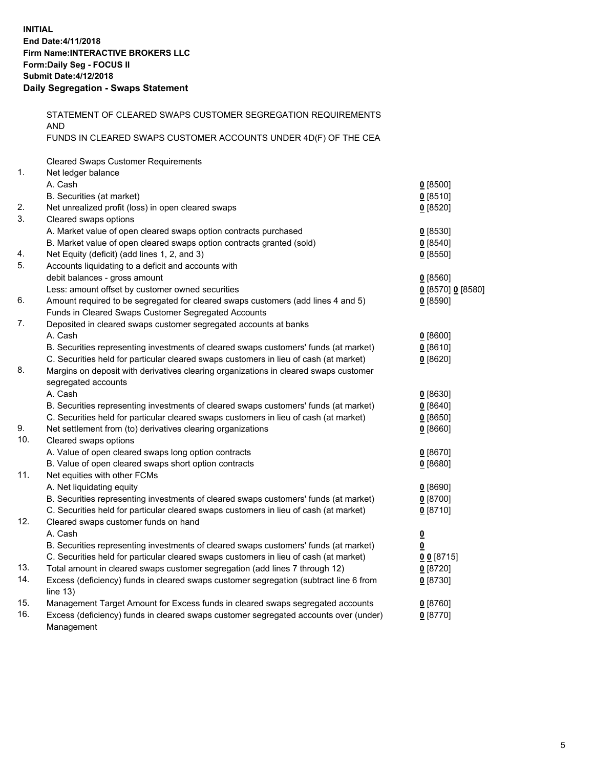**INITIAL**
**End Date:4/11/2018**
**Firm Name:INTERACTIVE BROKERS LLC**
**Form:Daily Seg - FOCUS II**
**Submit Date:4/12/2018**
**Daily Segregation - Swaps Statement**

STATEMENT OF CLEARED SWAPS CUSTOMER SEGREGATION REQUIREMENTS
AND
FUNDS IN CLEARED SWAPS CUSTOMER ACCOUNTS UNDER 4D(F) OF THE CEA

| | | |
|---|---|---|
| | Cleared Swaps Customer Requirements | |
| 1. | Net ledger balance | |
| | A. Cash | 0 [8500] |
| | B. Securities (at market) | 0 [8510] |
| 2. | Net unrealized profit (loss) in open cleared swaps | 0 [8520] |
| 3. | Cleared swaps options | |
| | A. Market value of open cleared swaps option contracts purchased | 0 [8530] |
| | B. Market value of open cleared swaps option contracts granted (sold) | 0 [8540] |
| 4. | Net Equity (deficit) (add lines 1, 2, and 3) | 0 [8550] |
| 5. | Accounts liquidating to a deficit and accounts with | |
| | debit balances - gross amount | 0 [8560] |
| | Less: amount offset by customer owned securities | 0 [8570] 0 [8580] |
| 6. | Amount required to be segregated for cleared swaps customers (add lines 4 and 5) | 0 [8590] |
| | Funds in Cleared Swaps Customer Segregated Accounts | |
| 7. | Deposited in cleared swaps customer segregated accounts at banks | |
| | A. Cash | 0 [8600] |
| | B. Securities representing investments of cleared swaps customers' funds (at market) | 0 [8610] |
| | C. Securities held for particular cleared swaps customers in lieu of cash (at market) | 0 [8620] |
| 8. | Margins on deposit with derivatives clearing organizations in cleared swaps customer segregated accounts | |
| | A. Cash | 0 [8630] |
| | B. Securities representing investments of cleared swaps customers' funds (at market) | 0 [8640] |
| | C. Securities held for particular cleared swaps customers in lieu of cash (at market) | 0 [8650] |
| 9. | Net settlement from (to) derivatives clearing organizations | 0 [8660] |
| 10. | Cleared swaps options | |
| | A. Value of open cleared swaps long option contracts | 0 [8670] |
| | B. Value of open cleared swaps short option contracts | 0 [8680] |
| 11. | Net equities with other FCMs | |
| | A. Net liquidating equity | 0 [8690] |
| | B. Securities representing investments of cleared swaps customers' funds (at market) | 0 [8700] |
| | C. Securities held for particular cleared swaps customers in lieu of cash (at market) | 0 [8710] |
| 12. | Cleared swaps customer funds on hand | |
| | A. Cash | 0 |
| | B. Securities representing investments of cleared swaps customers' funds (at market) | 0 |
| | C. Securities held for particular cleared swaps customers in lieu of cash (at market) | 0 0 [8715] |
| 13. | Total amount in cleared swaps customer segregation (add lines 7 through 12) | 0 [8720] |
| 14. | Excess (deficiency) funds in cleared swaps customer segregation (subtract line 6 from line 13) | 0 [8730] |
| 15. | Management Target Amount for Excess funds in cleared swaps segregated accounts | 0 [8760] |
| 16. | Excess (deficiency) funds in cleared swaps customer segregated accounts over (under) Management | 0 [8770] |